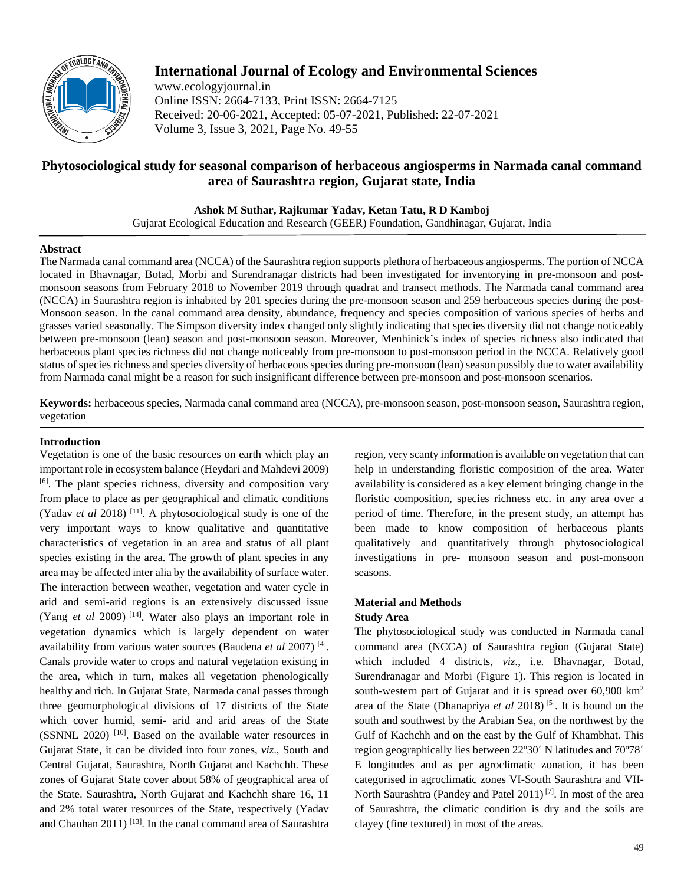# International Journal of Ecology and Environmental Sciences

www.ecologyjournal.in
Online ISSN: 2664-7133, Print ISSN: 2664-7125
Received: 20-06-2021, Accepted: 05-07-2021, Published: 22-07-2021
Volume 3, Issue 3, 2021, Page No. 49-55

## Phytosociological study for seasonal comparison of herbaceous angiosperms in Narmada canal command area of Saurashtra region, Gujarat state, India

**Ashok M Suthar, Rajkumar Yadav, Ketan Tatu, R D Kamboj**

Gujarat Ecological Education and Research (GEER) Foundation, Gandhinagar, Gujarat, India

### Abstract

The Narmada canal command area (NCCA) of the Saurashtra region supports plethora of herbaceous angiosperms. The portion of NCCA located in Bhavnagar, Botad, Morbi and Surendranagar districts had been investigated for inventorying in pre-monsoon and post-monsoon seasons from February 2018 to November 2019 through quadrat and transect methods. The Narmada canal command area (NCCA) in Saurashtra region is inhabited by 201 species during the pre-monsoon season and 259 herbaceous species during the post-Monsoon season. In the canal command area density, abundance, frequency and species composition of various species of herbs and grasses varied seasonally. The Simpson diversity index changed only slightly indicating that species diversity did not change noticeably between pre-monsoon (lean) season and post-monsoon season. Moreover, Menhinick's index of species richness also indicated that herbaceous plant species richness did not change noticeably from pre-monsoon to post-monsoon period in the NCCA. Relatively good status of species richness and species diversity of herbaceous species during pre-monsoon (lean) season possibly due to water availability from Narmada canal might be a reason for such insignificant difference between pre-monsoon and post-monsoon scenarios.

**Keywords:** herbaceous species, Narmada canal command area (NCCA), pre-monsoon season, post-monsoon season, Saurashtra region, vegetation

### Introduction

Vegetation is one of the basic resources on earth which play an important role in ecosystem balance (Heydari and Mahdevi 2009) [6]. The plant species richness, diversity and composition vary from place to place as per geographical and climatic conditions (Yadav *et al* 2018) [11]. A phytosociological study is one of the very important ways to know qualitative and quantitative characteristics of vegetation in an area and status of all plant species existing in the area. The growth of plant species in any area may be affected inter alia by the availability of surface water. The interaction between weather, vegetation and water cycle in arid and semi-arid regions is an extensively discussed issue (Yang *et al* 2009) [14]. Water also plays an important role in vegetation dynamics which is largely dependent on water availability from various water sources (Baudena *et al* 2007) [4]. Canals provide water to crops and natural vegetation existing in the area, which in turn, makes all vegetation phenologically healthy and rich. In Gujarat State, Narmada canal passes through three geomorphological divisions of 17 districts of the State which cover humid, semi- arid and arid areas of the State (SSNNL 2020) [10]. Based on the available water resources in Gujarat State, it can be divided into four zones, *viz*., South and Central Gujarat, Saurashtra, North Gujarat and Kachchh. These zones of Gujarat State cover about 58% of geographical area of the State. Saurashtra, North Gujarat and Kachchh share 16, 11 and 2% total water resources of the State, respectively (Yadav and Chauhan 2011) [13]. In the canal command area of Saurashtra region, very scanty information is available on vegetation that can help in understanding floristic composition of the area. Water availability is considered as a key element bringing change in the floristic composition, species richness etc. in any area over a period of time. Therefore, in the present study, an attempt has been made to know composition of herbaceous plants qualitatively and quantitatively through phytosociological investigations in pre- monsoon season and post-monsoon seasons.

### Material and Methods

#### Study Area

The phytosociological study was conducted in Narmada canal command area (NCCA) of Saurashtra region (Gujarat State) which included 4 districts, *viz.*, i.e. Bhavnagar, Botad, Surendranagar and Morbi (Figure 1). This region is located in south-western part of Gujarat and it is spread over 60,900 km$^2$ area of the State (Dhanapriya *et al* 2018) [5]. It is bound on the south and southwest by the Arabian Sea, on the northwest by the Gulf of Kachchh and on the east by the Gulf of Khambhat. This region geographically lies between 22º30´ N latitudes and 70º78´ E longitudes and as per agroclimatic zonation, it has been categorised in agroclimatic zones VI-South Saurashtra and VII-North Saurashtra (Pandey and Patel 2011) [7]. In most of the area of Saurashtra, the climatic condition is dry and the soils are clayey (fine textured) in most of the areas.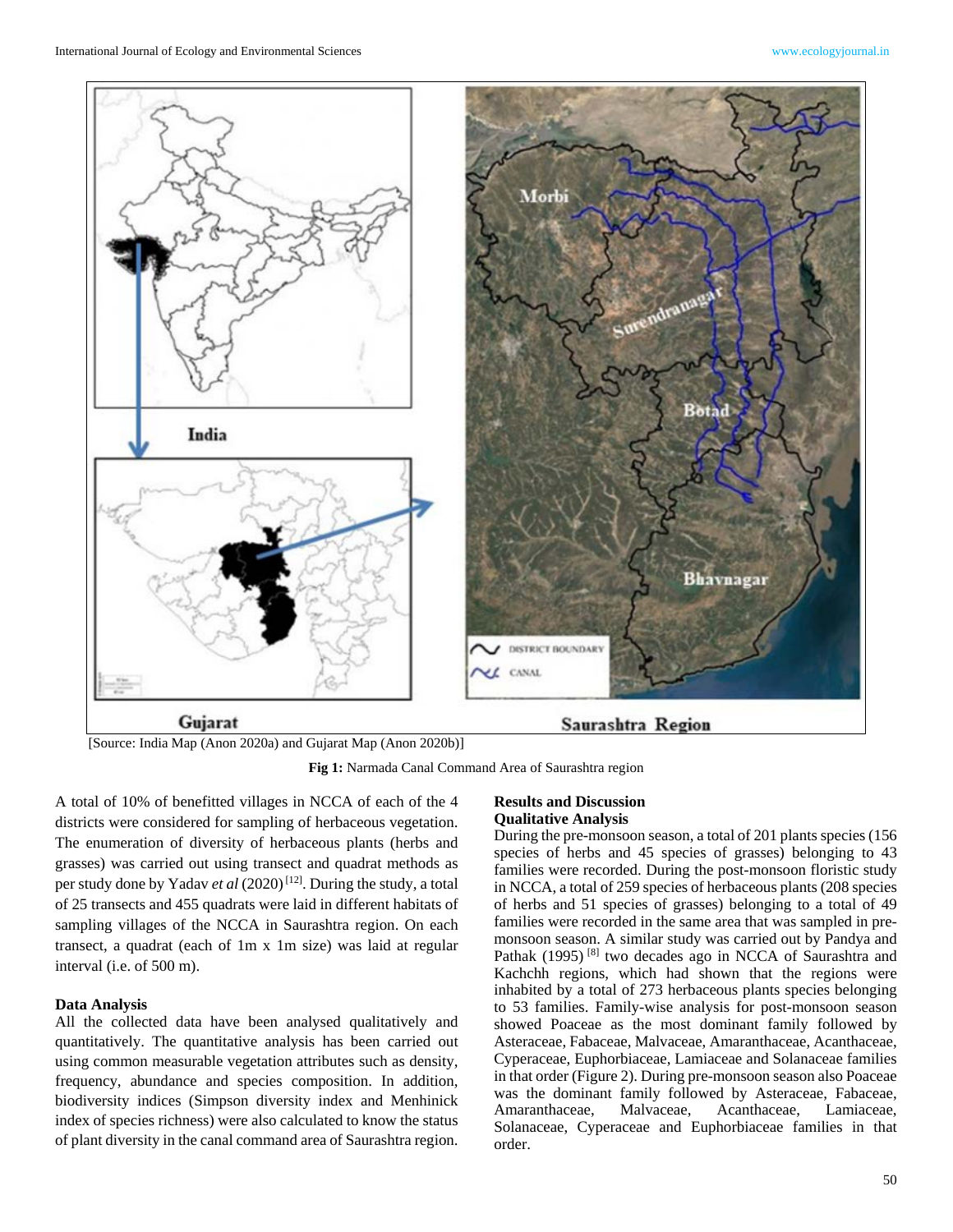[Source: India Map (Anon 2020a) and Gujarat Map (Anon 2020b)]

**Fig 1:** Narmada Canal Command Area of Saurashtra region

A total of 10% of benefitted villages in NCCA of each of the 4 districts were considered for sampling of herbaceous vegetation. The enumeration of diversity of herbaceous plants (herbs and grasses) was carried out using transect and quadrat methods as per study done by Yadav *et al* (2020) [12]. During the study, a total of 25 transects and 455 quadrats were laid in different habitats of sampling villages of the NCCA in Saurashtra region. On each transect, a quadrat (each of 1m x 1m size) was laid at regular interval (i.e. of 500 m).

### Data Analysis

All the collected data have been analysed qualitatively and quantitatively. The quantitative analysis has been carried out using common measurable vegetation attributes such as density, frequency, abundance and species composition. In addition, biodiversity indices (Simpson diversity index and Menhinick index of species richness) were also calculated to know the status of plant diversity in the canal command area of Saurashtra region.

## Results and Discussion

### Qualitative Analysis

During the pre-monsoon season, a total of 201 plants species (156 species of herbs and 45 species of grasses) belonging to 43 families were recorded. During the post-monsoon floristic study in NCCA, a total of 259 species of herbaceous plants (208 species of herbs and 51 species of grasses) belonging to a total of 49 families were recorded in the same area that was sampled in pre-monsoon season. A similar study was carried out by Pandya and Pathak (1995) [8] two decades ago in NCCA of Saurashtra and Kachchh regions, which had shown that the regions were inhabited by a total of 273 herbaceous plants species belonging to 53 families. Family-wise analysis for post-monsoon season showed Poaceae as the most dominant family followed by Asteraceae, Fabaceae, Malvaceae, Amaranthaceae, Acanthaceae, Cyperaceae, Euphorbiaceae, Lamiaceae and Solanaceae families in that order (Figure 2). During pre-monsoon season also Poaceae was the dominant family followed by Asteraceae, Fabaceae, Amaranthaceae, Malvaceae, Acanthaceae, Lamiaceae, Solanaceae, Cyperaceae and Euphorbiaceae families in that order.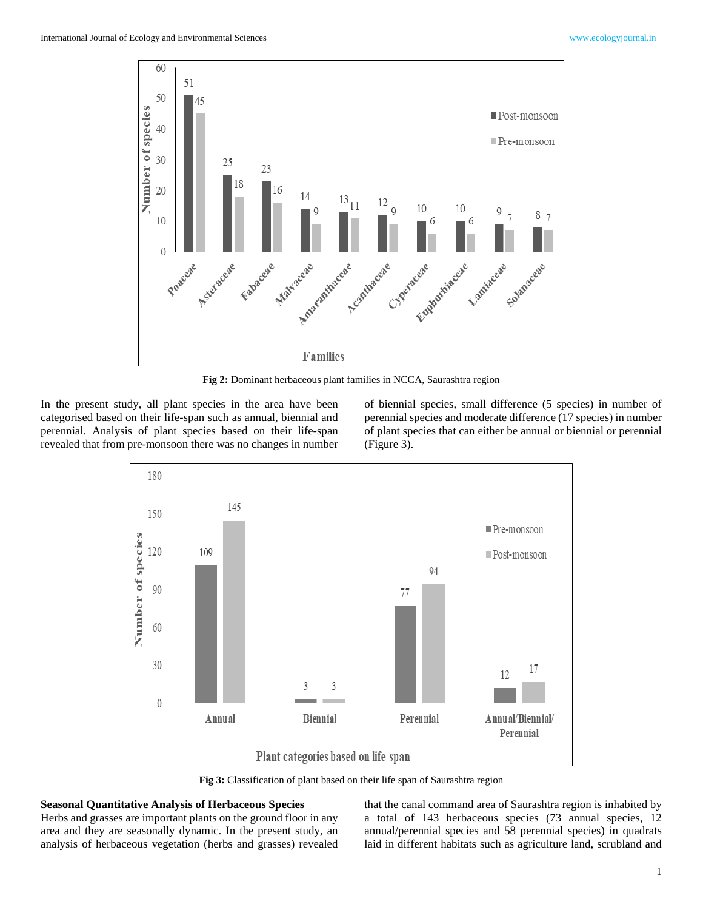Fig 2: Dominant herbaceous plant families in NCCA, Saurashtra region

In the present study, all plant species in the area have been categorised based on their life-span such as annual, biennial and perennial. Analysis of plant species based on their life-span revealed that from pre-monsoon there was no changes in number of biennial species, small difference (5 species) in number of perennial species and moderate difference (17 species) in number of plant species that can either be annual or biennial or perennial (Figure 3).

Fig 3: Classification of plant based on their life span of Saurashtra region

**Seasonal Quantitative Analysis of Herbaceous Species**

Herbs and grasses are important plants on the ground floor in any area and they are seasonally dynamic. In the present study, an analysis of herbaceous vegetation (herbs and grasses) revealed that the canal command area of Saurashtra region is inhabited by a total of 143 herbaceous species (73 annual species, 12 annual/perennial species and 58 perennial species) in quadrats laid in different habitats such as agriculture land, scrubland and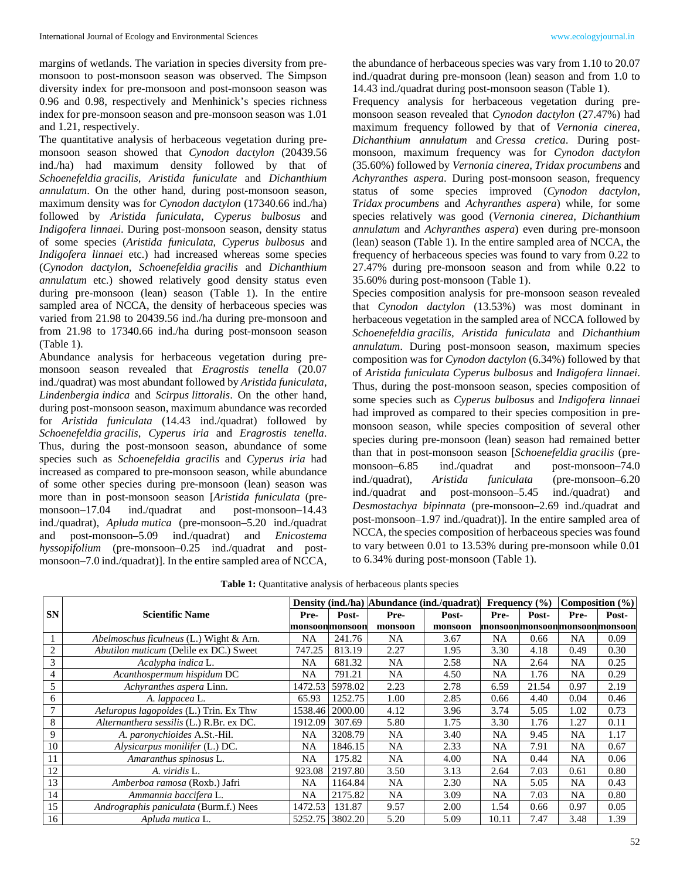margins of wetlands. The variation in species diversity from pre-monsoon to post-monsoon season was observed. The Simpson diversity index for pre-monsoon and post-monsoon season was 0.96 and 0.98, respectively and Menhinick's species richness index for pre-monsoon season and pre-monsoon season was 1.01 and 1.21, respectively.

The quantitative analysis of herbaceous vegetation during pre-monsoon season showed that *Cynodon dactylon* (20439.56 ind./ha) had maximum density followed by that of *Schoenefeldia gracilis*, *Aristida funiculate* and *Dichanthium annulatum*. On the other hand, during post-monsoon season, maximum density was for *Cynodon dactylon* (17340.66 ind./ha) followed by *Aristida funiculata*, *Cyperus bulbosus* and *Indigofera linnaei*. During post-monsoon season, density status of some species (*Aristida funiculata*, *Cyperus bulbosus* and *Indigofera linnaei* etc.) had increased whereas some species (*Cynodon dactylon*, *Schoenefeldia gracilis* and *Dichanthium annulatum* etc.) showed relatively good density status even during pre-monsoon (lean) season (Table 1). In the entire sampled area of NCCA, the density of herbaceous species was varied from 21.98 to 20439.56 ind./ha during pre-monsoon and from 21.98 to 17340.66 ind./ha during post-monsoon season (Table 1).

Abundance analysis for herbaceous vegetation during pre-monsoon season revealed that *Eragrostis tenella* (20.07 ind./quadrat) was most abundant followed by *Aristida funiculata*, *Lindenbergia indica* and *Scirpus littoralis*. On the other hand, during post-monsoon season, maximum abundance was recorded for *Aristida funiculata* (14.43 ind./quadrat) followed by *Schoenefeldia gracilis*, *Cyperus iria* and *Eragrostis tenella*. Thus, during the post-monsoon season, abundance of some species such as *Schoenefeldia gracilis* and *Cyperus iria* had increased as compared to pre-monsoon season, while abundance of some other species during pre-monsoon (lean) season was more than in post-monsoon season [*Aristida funiculata* (pre-monsoon–17.04 ind./quadrat and post-monsoon–14.43 ind./quadrat), *Apluda mutica* (pre-monsoon–5.20 ind./quadrat and post-monsoon–5.09 ind./quadrat) and *Enicostema hyssopifolium* (pre-monsoon–0.25 ind./quadrat and post-monsoon–7.0 ind./quadrat)]. In the entire sampled area of NCCA, the abundance of herbaceous species was vary from 1.10 to 20.07 ind./quadrat during pre-monsoon (lean) season and from 1.0 to 14.43 ind./quadrat during post-monsoon season (Table 1).

Frequency analysis for herbaceous vegetation during pre-monsoon season revealed that *Cynodon dactylon* (27.47%) had maximum frequency followed by that of *Vernonia cinerea*, *Dichanthium annulatum* and *Cressa cretica*. During post-monsoon, maximum frequency was for *Cynodon dactylon* (35.60%) followed by *Vernonia cinerea*, *Tridax procumbens* and *Achyranthes aspera*. During post-monsoon season, frequency status of some species improved (*Cynodon dactylon*, *Tridax procumbens* and *Achyranthes aspera*) while, for some species relatively was good (*Vernonia cinerea*, *Dichanthium annulatum* and *Achyranthes aspera*) even during pre-monsoon (lean) season (Table 1). In the entire sampled area of NCCA, the frequency of herbaceous species was found to vary from 0.22 to 27.47% during pre-monsoon season and from while 0.22 to 35.60% during post-monsoon (Table 1).

Species composition analysis for pre-monsoon season revealed that *Cynodon dactylon* (13.53%) was most dominant in herbaceous vegetation in the sampled area of NCCA followed by *Schoenefeldia gracilis*, *Aristida funiculata* and *Dichanthium annulatum*. During post-monsoon season, maximum species composition was for *Cynodon dactylon* (6.34%) followed by that of *Aristida funiculata Cyperus bulbosus* and *Indigofera linnaei*. Thus, during the post-monsoon season, species composition of some species such as *Cyperus bulbosus* and *Indigofera linnaei* had improved as compared to their species composition in pre-monsoon season, while species composition of several other species during pre-monsoon (lean) season had remained better than that in post-monsoon season [*Schoenefeldia gracilis* (pre-monsoon–6.85 ind./quadrat and post-monsoon–74.0 ind./quadrat), *Aristida funiculata* (pre-monsoon–6.20 ind./quadrat and post-monsoon–5.45 ind./quadrat) and *Desmostachya bipinnata* (pre-monsoon–2.69 ind./quadrat and post-monsoon–1.97 ind./quadrat)]. In the entire sampled area of NCCA, the species composition of herbaceous species was found to vary between 0.01 to 13.53% during pre-monsoon while 0.01 to 6.34% during post-monsoon (Table 1).

**Table 1:** Quantitative analysis of herbaceous plants species

| SN | Scientific Name | Density (ind./ha) | | Abundance (ind./quadrat) | | Frequency (%) | | Composition (%) | |
|---|---|---|---|---|---|---|---|---|---|
| | | Pre-monsoon | Post-monsoon | Pre-monsoon | Post-monsoon | Pre-monsoon | Post-monsoon | Pre-monsoon | Post-monsoon |
| 1 | *Abelmoschus ficulneus* (L.) Wight & Arn. | NA | 241.76 | NA | 3.67 | NA | 0.66 | NA | 0.09 |
| 2 | *Abutilon muticum* (Delile ex DC.) Sweet | 747.25 | 813.19 | 2.27 | 1.95 | 3.30 | 4.18 | 0.49 | 0.30 |
| 3 | *Acalypha indica* L. | NA | 681.32 | NA | 2.58 | NA | 2.64 | NA | 0.25 |
| 4 | *Acanthospermum hispidum* DC | NA | 791.21 | NA | 4.50 | NA | 1.76 | NA | 0.29 |
| 5 | *Achyranthes aspera* Linn. | 1472.53 | 5978.02 | 2.23 | 2.78 | 6.59 | 21.54 | 0.97 | 2.19 |
| 6 | *A. lappacea* L. | 65.93 | 1252.75 | 1.00 | 2.85 | 0.66 | 4.40 | 0.04 | 0.46 |
| 7 | *Aeluropus lagopoides* (L.) Trin. Ex Thw | 1538.46 | 2000.00 | 4.12 | 3.96 | 3.74 | 5.05 | 1.02 | 0.73 |
| 8 | *Alternanthera sessilis* (L.) R.Br. ex DC. | 1912.09 | 307.69 | 5.80 | 1.75 | 3.30 | 1.76 | 1.27 | 0.11 |
| 9 | *A. paronychioides* A.St.-Hil. | NA | 3208.79 | NA | 3.40 | NA | 9.45 | NA | 1.17 |
| 10 | *Alysicarpus monilifer* (L.) DC. | NA | 1846.15 | NA | 2.33 | NA | 7.91 | NA | 0.67 |
| 11 | *Amaranthus spinosus* L. | NA | 175.82 | NA | 4.00 | NA | 0.44 | NA | 0.06 |
| 12 | *A. viridis* L. | 923.08 | 2197.80 | 3.50 | 3.13 | 2.64 | 7.03 | 0.61 | 0.80 |
| 13 | *Amberboa ramosa* (Roxb.) Jafri | NA | 1164.84 | NA | 2.30 | NA | 5.05 | NA | 0.43 |
| 14 | *Ammannia baccifera* L. | NA | 2175.82 | NA | 3.09 | NA | 7.03 | NA | 0.80 |
| 15 | *Andrographis paniculata* (Burm.f.) Nees | 1472.53 | 131.87 | 9.57 | 2.00 | 1.54 | 0.66 | 0.97 | 0.05 |
| 16 | *Apluda mutica* L. | 5252.75 | 3802.20 | 5.20 | 5.09 | 10.11 | 7.47 | 3.48 | 1.39 |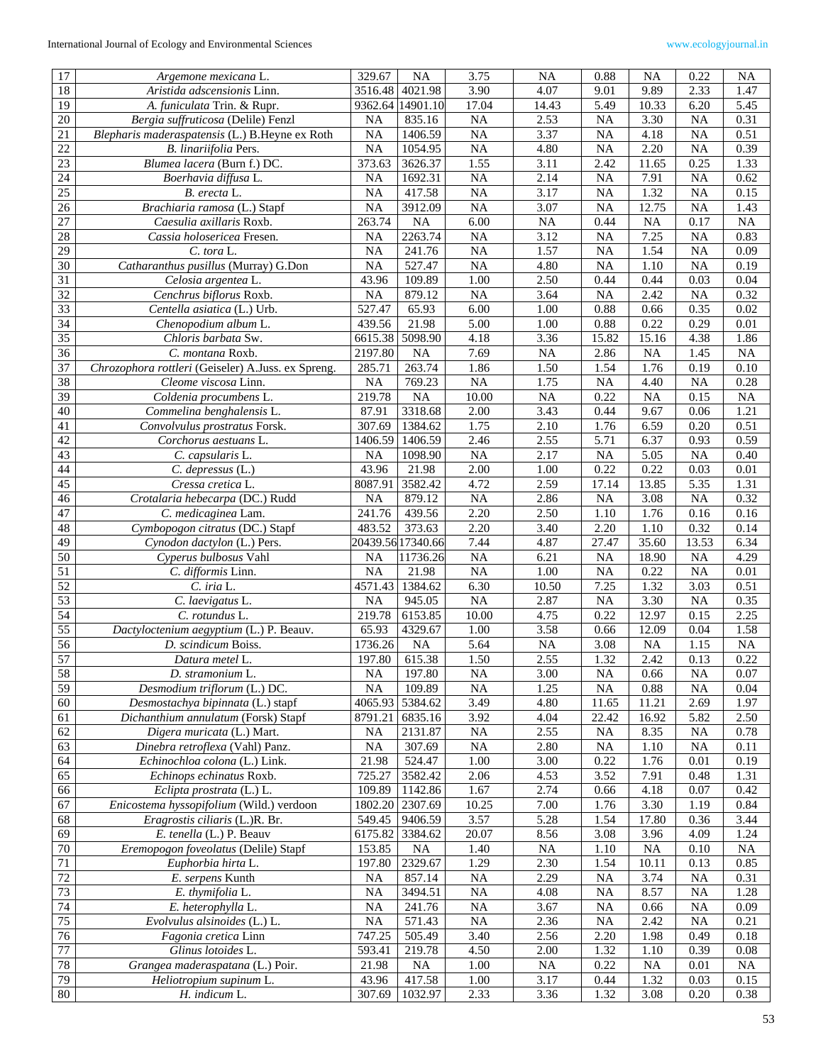| 17 | *Argemone mexicana* L. | 329.67 | NA | 3.75 | NA | 0.88 | NA | 0.22 | NA |
|---|---|---|---|---|---|---|---|---|---|
| 18 | *Aristida adscensionis* Linn. | 3516.48 | 4021.98 | 3.90 | 4.07 | 9.01 | 9.89 | 2.33 | 1.47 |
| 19 | *A. funiculata* Trin. & Rupr. | 9362.64 | 14901.10 | 17.04 | 14.43 | 5.49 | 10.33 | 6.20 | 5.45 |
| 20 | *Bergia suffruticosa* (Delile) Fenzl | NA | 835.16 | NA | 2.53 | NA | 3.30 | NA | 0.31 |
| 21 | *Blepharis maderaspatensis* (L.) B.Heyne ex Roth | NA | 1406.59 | NA | 3.37 | NA | 4.18 | NA | 0.51 |
| 22 | *B. linariifolia* Pers. | NA | 1054.95 | NA | 4.80 | NA | 2.20 | NA | 0.39 |
| 23 | *Blumea lacera* (Burn f.) DC. | 373.63 | 3626.37 | 1.55 | 3.11 | 2.42 | 11.65 | 0.25 | 1.33 |
| 24 | *Boerhavia diffusa* L. | NA | 1692.31 | NA | 2.14 | NA | 7.91 | NA | 0.62 |
| 25 | *B. erecta* L. | NA | 417.58 | NA | 3.17 | NA | 1.32 | NA | 0.15 |
| 26 | *Brachiaria ramosa* (L.) Stapf | NA | 3912.09 | NA | 3.07 | NA | 12.75 | NA | 1.43 |
| 27 | *Caesulia axillaris* Roxb. | 263.74 | NA | 6.00 | NA | 0.44 | NA | 0.17 | NA |
| 28 | *Cassia holosericea* Fresen. | NA | 2263.74 | NA | 3.12 | NA | 7.25 | NA | 0.83 |
| 29 | *C. tora* L. | NA | 241.76 | NA | 1.57 | NA | 1.54 | NA | 0.09 |
| 30 | *Catharanthus pusillus* (Murray) G.Don | NA | 527.47 | NA | 4.80 | NA | 1.10 | NA | 0.19 |
| 31 | *Celosia argentea* L. | 43.96 | 109.89 | 1.00 | 2.50 | 0.44 | 0.44 | 0.03 | 0.04 |
| 32 | *Cenchrus biflorus* Roxb. | NA | 879.12 | NA | 3.64 | NA | 2.42 | NA | 0.32 |
| 33 | *Centella asiatica* (L.) Urb. | 527.47 | 65.93 | 6.00 | 1.00 | 0.88 | 0.66 | 0.35 | 0.02 |
| 34 | *Chenopodium album* L. | 439.56 | 21.98 | 5.00 | 1.00 | 0.88 | 0.22 | 0.29 | 0.01 |
| 35 | *Chloris barbata* Sw. | 6615.38 | 5098.90 | 4.18 | 3.36 | 15.82 | 15.16 | 4.38 | 1.86 |
| 36 | *C. montana* Roxb. | 2197.80 | NA | 7.69 | NA | 2.86 | NA | 1.45 | NA |
| 37 | *Chrozophora rottleri* (Geiseler) A.Juss. ex Spreng. | 285.71 | 263.74 | 1.86 | 1.50 | 1.54 | 1.76 | 0.19 | 0.10 |
| 38 | *Cleome viscosa* Linn. | NA | 769.23 | NA | 1.75 | NA | 4.40 | NA | 0.28 |
| 39 | *Coldenia procumbens* L. | 219.78 | NA | 10.00 | NA | 0.22 | NA | 0.15 | NA |
| 40 | *Commelina benghalensis* L. | 87.91 | 3318.68 | 2.00 | 3.43 | 0.44 | 9.67 | 0.06 | 1.21 |
| 41 | *Convolvulus prostratus* Forsk. | 307.69 | 1384.62 | 1.75 | 2.10 | 1.76 | 6.59 | 0.20 | 0.51 |
| 42 | *Corchorus aestuans* L. | 1406.59 | 1406.59 | 2.46 | 2.55 | 5.71 | 6.37 | 0.93 | 0.59 |
| 43 | *C. capsularis* L. | NA | 1098.90 | NA | 2.17 | NA | 5.05 | NA | 0.40 |
| 44 | *C. depressus* (L.) | 43.96 | 21.98 | 2.00 | 1.00 | 0.22 | 0.22 | 0.03 | 0.01 |
| 45 | *Cressa cretica* L. | 8087.91 | 3582.42 | 4.72 | 2.59 | 17.14 | 13.85 | 5.35 | 1.31 |
| 46 | *Crotalaria hebecarpa* (DC.) Rudd | NA | 879.12 | NA | 2.86 | NA | 3.08 | NA | 0.32 |
| 47 | *C. medicaginea* Lam. | 241.76 | 439.56 | 2.20 | 2.50 | 1.10 | 1.76 | 0.16 | 0.16 |
| 48 | *Cymbopogon citratus* (DC.) Stapf | 483.52 | 373.63 | 2.20 | 3.40 | 2.20 | 1.10 | 0.32 | 0.14 |
| 49 | *Cynodon dactylon* (L.) Pers. | 20439.56 | 17340.66 | 7.44 | 4.87 | 27.47 | 35.60 | 13.53 | 6.34 |
| 50 | *Cyperus bulbosus* Vahl | NA | 11736.26 | NA | 6.21 | NA | 18.90 | NA | 4.29 |
| 51 | *C. difformis* Linn. | NA | 21.98 | NA | 1.00 | NA | 0.22 | NA | 0.01 |
| 52 | *C. iria* L. | 4571.43 | 1384.62 | 6.30 | 10.50 | 7.25 | 1.32 | 3.03 | 0.51 |
| 53 | *C. laevigatus* L. | NA | 945.05 | NA | 2.87 | NA | 3.30 | NA | 0.35 |
| 54 | *C. rotundus* L. | 219.78 | 6153.85 | 10.00 | 4.75 | 0.22 | 12.97 | 0.15 | 2.25 |
| 55 | *Dactyloctenium aegyptium* (L.) P. Beauv. | 65.93 | 4329.67 | 1.00 | 3.58 | 0.66 | 12.09 | 0.04 | 1.58 |
| 56 | *D. scindicum* Boiss. | 1736.26 | NA | 5.64 | NA | 3.08 | NA | 1.15 | NA |
| 57 | *Datura metel* L. | 197.80 | 615.38 | 1.50 | 2.55 | 1.32 | 2.42 | 0.13 | 0.22 |
| 58 | *D. stramonium* L. | NA | 197.80 | NA | 3.00 | NA | 0.66 | NA | 0.07 |
| 59 | *Desmodium triflorum* (L.) DC. | NA | 109.89 | NA | 1.25 | NA | 0.88 | NA | 0.04 |
| 60 | *Desmostachya bipinnata* (L.) stapf | 4065.93 | 5384.62 | 3.49 | 4.80 | 11.65 | 11.21 | 2.69 | 1.97 |
| 61 | *Dichanthium annulatum* (Forsk) Stapf | 8791.21 | 6835.16 | 3.92 | 4.04 | 22.42 | 16.92 | 5.82 | 2.50 |
| 62 | *Digera muricata* (L.) Mart. | NA | 2131.87 | NA | 2.55 | NA | 8.35 | NA | 0.78 |
| 63 | *Dinebra retroflexa* (Vahl) Panz. | NA | 307.69 | NA | 2.80 | NA | 1.10 | NA | 0.11 |
| 64 | *Echinochloa colona* (L.) Link. | 21.98 | 524.47 | 1.00 | 3.00 | 0.22 | 1.76 | 0.01 | 0.19 |
| 65 | *Echinops echinatus* Roxb. | 725.27 | 3582.42 | 2.06 | 4.53 | 3.52 | 7.91 | 0.48 | 1.31 |
| 66 | *Eclipta prostrata* (L.) L. | 109.89 | 1142.86 | 1.67 | 2.74 | 0.66 | 4.18 | 0.07 | 0.42 |
| 67 | *Enicostema hyssopifolium* (Wild.) verdoon | 1802.20 | 2307.69 | 10.25 | 7.00 | 1.76 | 3.30 | 1.19 | 0.84 |
| 68 | *Eragrostis ciliaris* (L.)R. Br. | 549.45 | 9406.59 | 3.57 | 5.28 | 1.54 | 17.80 | 0.36 | 3.44 |
| 69 | *E. tenella* (L.) P. Beauv | 6175.82 | 3384.62 | 20.07 | 8.56 | 3.08 | 3.96 | 4.09 | 1.24 |
| 70 | *Eremopogon foveolatus* (Delile) Stapf | 153.85 | NA | 1.40 | NA | 1.10 | NA | 0.10 | NA |
| 71 | *Euphorbia hirta* L. | 197.80 | 2329.67 | 1.29 | 2.30 | 1.54 | 10.11 | 0.13 | 0.85 |
| 72 | *E. serpens* Kunth | NA | 857.14 | NA | 2.29 | NA | 3.74 | NA | 0.31 |
| 73 | *E. thymifolia* L. | NA | 3494.51 | NA | 4.08 | NA | 8.57 | NA | 1.28 |
| 74 | *E. heterophylla* L. | NA | 241.76 | NA | 3.67 | NA | 0.66 | NA | 0.09 |
| 75 | *Evolvulus alsinoides* (L.) L. | NA | 571.43 | NA | 2.36 | NA | 2.42 | NA | 0.21 |
| 76 | *Fagonia cretica* Linn | 747.25 | 505.49 | 3.40 | 2.56 | 2.20 | 1.98 | 0.49 | 0.18 |
| 77 | *Glinus lotoides* L. | 593.41 | 219.78 | 4.50 | 2.00 | 1.32 | 1.10 | 0.39 | 0.08 |
| 78 | *Grangea maderaspatana* (L.) Poir. | 21.98 | NA | 1.00 | NA | 0.22 | NA | 0.01 | NA |
| 79 | *Heliotropium supinum* L. | 43.96 | 417.58 | 1.00 | 3.17 | 0.44 | 1.32 | 0.03 | 0.15 |
| 80 | *H. indicum* L. | 307.69 | 1032.97 | 2.33 | 3.36 | 1.32 | 3.08 | 0.20 | 0.38 |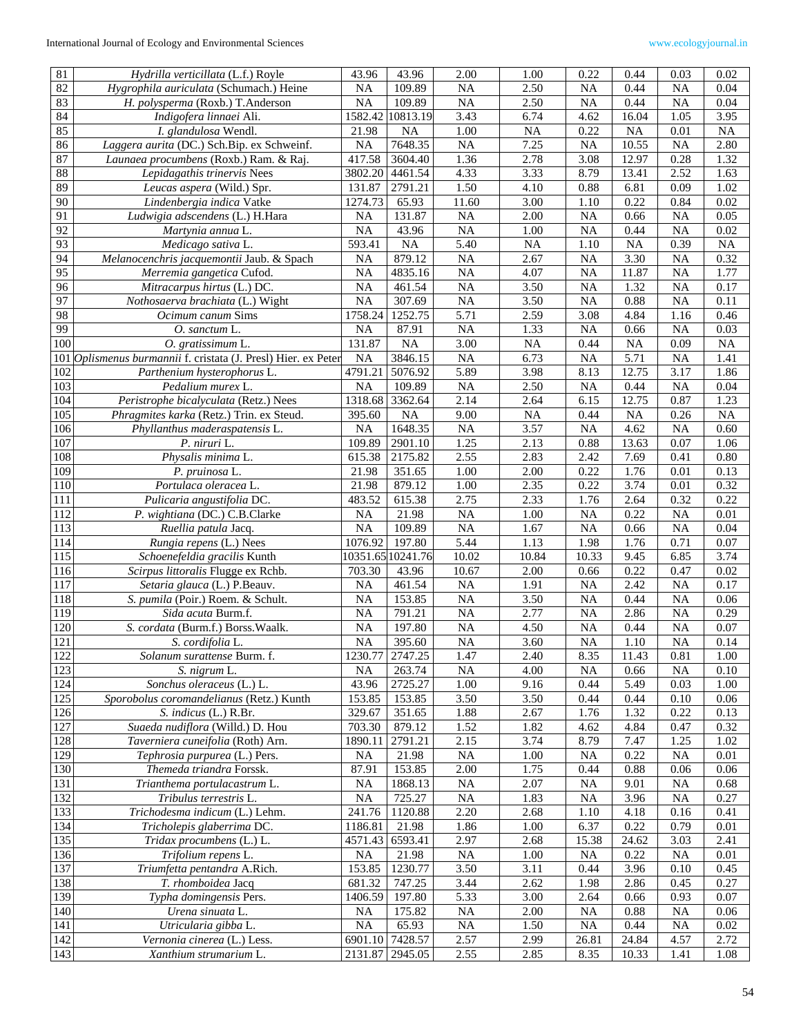| | | | | | | | | | |
|---|---|---|---|---|---|---|---|---|---|
| 81 | *Hydrilla verticillata* (L.f.) Royle | 43.96 | 43.96 | 2.00 | 1.00 | 0.22 | 0.44 | 0.03 | 0.02 |
| 82 | *Hygrophila auriculata* (Schumach.) Heine | NA | 109.89 | NA | 2.50 | NA | 0.44 | NA | 0.04 |
| 83 | *H. polysperma* (Roxb.) T.Anderson | NA | 109.89 | NA | 2.50 | NA | 0.44 | NA | 0.04 |
| 84 | *Indigofera linnaei* Ali. | 1582.42 | 10813.19 | 3.43 | 6.74 | 4.62 | 16.04 | 1.05 | 3.95 |
| 85 | *I. glandulosa* Wendl. | 21.98 | NA | 1.00 | NA | 0.22 | NA | 0.01 | NA |
| 86 | *Laggera aurita* (DC.) Sch.Bip. ex Schweinf. | NA | 7648.35 | NA | 7.25 | NA | 10.55 | NA | 2.80 |
| 87 | *Launaea procumbens* (Roxb.) Ram. & Raj. | 417.58 | 3604.40 | 1.36 | 2.78 | 3.08 | 12.97 | 0.28 | 1.32 |
| 88 | *Lepidagathis trinervis* Nees | 3802.20 | 4461.54 | 4.33 | 3.33 | 8.79 | 13.41 | 2.52 | 1.63 |
| 89 | *Leucas aspera* (Wild.) Spr. | 131.87 | 2791.21 | 1.50 | 4.10 | 0.88 | 6.81 | 0.09 | 1.02 |
| 90 | *Lindenbergia indica* Vatke | 1274.73 | 65.93 | 11.60 | 3.00 | 1.10 | 0.22 | 0.84 | 0.02 |
| 91 | *Ludwigia adscendens* (L.) H.Hara | NA | 131.87 | NA | 2.00 | NA | 0.66 | NA | 0.05 |
| 92 | *Martynia annua* L. | NA | 43.96 | NA | 1.00 | NA | 0.44 | NA | 0.02 |
| 93 | *Medicago sativa* L. | 593.41 | NA | 5.40 | NA | 1.10 | NA | 0.39 | NA |
| 94 | *Melanocenchris jacquemontii* Jaub. & Spach | NA | 879.12 | NA | 2.67 | NA | 3.30 | NA | 0.32 |
| 95 | *Merremia gangetica* Cufod. | NA | 4835.16 | NA | 4.07 | NA | 11.87 | NA | 1.77 |
| 96 | *Mitracarpus hirtus* (L.) DC. | NA | 461.54 | NA | 3.50 | NA | 1.32 | NA | 0.17 |
| 97 | *Nothosaerva brachiata* (L.) Wight | NA | 307.69 | NA | 3.50 | NA | 0.88 | NA | 0.11 |
| 98 | *Ocimum canum* Sims | 1758.24 | 1252.75 | 5.71 | 2.59 | 3.08 | 4.84 | 1.16 | 0.46 |
| 99 | *O. sanctum* L. | NA | 87.91 | NA | 1.33 | NA | 0.66 | NA | 0.03 |
| 100 | *O. gratissimum* L. | 131.87 | NA | 3.00 | NA | 0.44 | NA | 0.09 | NA |
| 101 | *Oplismenus burmannii* f. cristata (J. Presl) Hier. ex Peter | NA | 3846.15 | NA | 6.73 | NA | 5.71 | NA | 1.41 |
| 102 | *Parthenium hysterophorus* L. | 4791.21 | 5076.92 | 5.89 | 3.98 | 8.13 | 12.75 | 3.17 | 1.86 |
| 103 | *Pedalium murex* L. | NA | 109.89 | NA | 2.50 | NA | 0.44 | NA | 0.04 |
| 104 | *Peristrophe bicalyculata* (Retz.) Nees | 1318.68 | 3362.64 | 2.14 | 2.64 | 6.15 | 12.75 | 0.87 | 1.23 |
| 105 | *Phragmites karka* (Retz.) Trin. ex Steud. | 395.60 | NA | 9.00 | NA | 0.44 | NA | 0.26 | NA |
| 106 | *Phyllanthus maderaspatensis* L. | NA | 1648.35 | NA | 3.57 | NA | 4.62 | NA | 0.60 |
| 107 | *P. niruri* L. | 109.89 | 2901.10 | 1.25 | 2.13 | 0.88 | 13.63 | 0.07 | 1.06 |
| 108 | *Physalis minima* L. | 615.38 | 2175.82 | 2.55 | 2.83 | 2.42 | 7.69 | 0.41 | 0.80 |
| 109 | *P. pruinosa* L. | 21.98 | 351.65 | 1.00 | 2.00 | 0.22 | 1.76 | 0.01 | 0.13 |
| 110 | *Portulaca oleracea* L. | 21.98 | 879.12 | 1.00 | 2.35 | 0.22 | 3.74 | 0.01 | 0.32 |
| 111 | *Pulicaria angustifolia* DC. | 483.52 | 615.38 | 2.75 | 2.33 | 1.76 | 2.64 | 0.32 | 0.22 |
| 112 | *P. wightiana* (DC.) C.B.Clarke | NA | 21.98 | NA | 1.00 | NA | 0.22 | NA | 0.01 |
| 113 | *Ruellia patula* Jacq. | NA | 109.89 | NA | 1.67 | NA | 0.66 | NA | 0.04 |
| 114 | *Rungia repens* (L.) Nees | 1076.92 | 197.80 | 5.44 | 1.13 | 1.98 | 1.76 | 0.71 | 0.07 |
| 115 | *Schoenefeldia gracilis* Kunth | 10351.65 | 10241.76 | 10.02 | 10.84 | 10.33 | 9.45 | 6.85 | 3.74 |
| 116 | *Scirpus littoralis* Flugge ex Rchb. | 703.30 | 43.96 | 10.67 | 2.00 | 0.66 | 0.22 | 0.47 | 0.02 |
| 117 | *Setaria glauca* (L.) P.Beauv. | NA | 461.54 | NA | 1.91 | NA | 2.42 | NA | 0.17 |
| 118 | *S. pumila* (Poir.) Roem. & Schult. | NA | 153.85 | NA | 3.50 | NA | 0.44 | NA | 0.06 |
| 119 | *Sida acuta* Burm.f. | NA | 791.21 | NA | 2.77 | NA | 2.86 | NA | 0.29 |
| 120 | *S. cordata* (Burm.f.) Borss.Waalk. | NA | 197.80 | NA | 4.50 | NA | 0.44 | NA | 0.07 |
| 121 | *S. cordifolia* L. | NA | 395.60 | NA | 3.60 | NA | 1.10 | NA | 0.14 |
| 122 | *Solanum surattense* Burm. f. | 1230.77 | 2747.25 | 1.47 | 2.40 | 8.35 | 11.43 | 0.81 | 1.00 |
| 123 | *S. nigrum* L. | NA | 263.74 | NA | 4.00 | NA | 0.66 | NA | 0.10 |
| 124 | *Sonchus oleraceus* (L.) L. | 43.96 | 2725.27 | 1.00 | 9.16 | 0.44 | 5.49 | 0.03 | 1.00 |
| 125 | *Sporobolus coromandelianus* (Retz.) Kunth | 153.85 | 153.85 | 3.50 | 3.50 | 0.44 | 0.44 | 0.10 | 0.06 |
| 126 | *S. indicus* (L.) R.Br. | 329.67 | 351.65 | 1.88 | 2.67 | 1.76 | 1.32 | 0.22 | 0.13 |
| 127 | *Suaeda nudiflora* (Willd.) D. Hou | 703.30 | 879.12 | 1.52 | 1.82 | 4.62 | 4.84 | 0.47 | 0.32 |
| 128 | *Taverniera cuneifolia* (Roth) Arn. | 1890.11 | 2791.21 | 2.15 | 3.74 | 8.79 | 7.47 | 1.25 | 1.02 |
| 129 | *Tephrosia purpurea* (L.) Pers. | NA | 21.98 | NA | 1.00 | NA | 0.22 | NA | 0.01 |
| 130 | *Themeda triandra* Forssk. | 87.91 | 153.85 | 2.00 | 1.75 | 0.44 | 0.88 | 0.06 | 0.06 |
| 131 | *Trianthema portulacastrum* L. | NA | 1868.13 | NA | 2.07 | NA | 9.01 | NA | 0.68 |
| 132 | *Tribulus terrestris* L. | NA | 725.27 | NA | 1.83 | NA | 3.96 | NA | 0.27 |
| 133 | *Trichodesma indicum* (L.) Lehm. | 241.76 | 1120.88 | 2.20 | 2.68 | 1.10 | 4.18 | 0.16 | 0.41 |
| 134 | *Tricholepis glaberrima* DC. | 1186.81 | 21.98 | 1.86 | 1.00 | 6.37 | 0.22 | 0.79 | 0.01 |
| 135 | *Tridax procumbens* (L.) L. | 4571.43 | 6593.41 | 2.97 | 2.68 | 15.38 | 24.62 | 3.03 | 2.41 |
| 136 | *Trifolium repens* L. | NA | 21.98 | NA | 1.00 | NA | 0.22 | NA | 0.01 |
| 137 | *Triumfetta pentandra* A.Rich. | 153.85 | 1230.77 | 3.50 | 3.11 | 0.44 | 3.96 | 0.10 | 0.45 |
| 138 | *T. rhomboidea* Jacq | 681.32 | 747.25 | 3.44 | 2.62 | 1.98 | 2.86 | 0.45 | 0.27 |
| 139 | *Typha domingensis* Pers. | 1406.59 | 197.80 | 5.33 | 3.00 | 2.64 | 0.66 | 0.93 | 0.07 |
| 140 | *Urena sinuata* L. | NA | 175.82 | NA | 2.00 | NA | 0.88 | NA | 0.06 |
| 141 | *Utricularia gibba* L. | NA | 65.93 | NA | 1.50 | NA | 0.44 | NA | 0.02 |
| 142 | *Vernonia cinerea* (L.) Less. | 6901.10 | 7428.57 | 2.57 | 2.99 | 26.81 | 24.84 | 4.57 | 2.72 |
| 143 | *Xanthium strumarium* L. | 2131.87 | 2945.05 | 2.55 | 2.85 | 8.35 | 10.33 | 1.41 | 1.08 |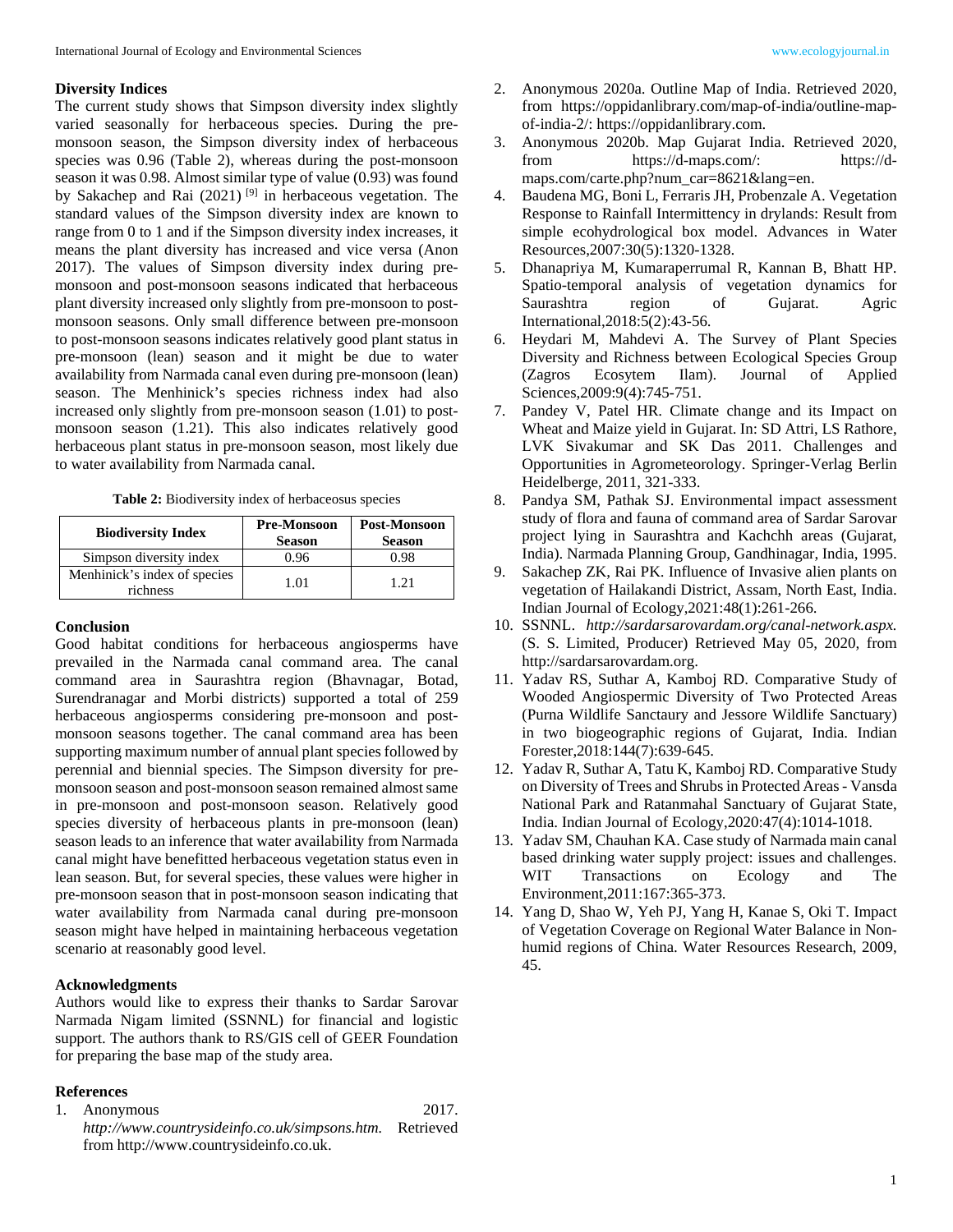## Diversity Indices

The current study shows that Simpson diversity index slightly varied seasonally for herbaceous species. During the pre-monsoon season, the Simpson diversity index of herbaceous species was 0.96 (Table 2), whereas during the post-monsoon season it was 0.98. Almost similar type of value (0.93) was found by Sakachep and Rai (2021) [9] in herbaceous vegetation. The standard values of the Simpson diversity index are known to range from 0 to 1 and if the Simpson diversity index increases, it means the plant diversity has increased and vice versa (Anon 2017). The values of Simpson diversity index during pre-monsoon and post-monsoon seasons indicated that herbaceous plant diversity increased only slightly from pre-monsoon to post-monsoon seasons. Only small difference between pre-monsoon to post-monsoon seasons indicates relatively good plant status in pre-monsoon (lean) season and it might be due to water availability from Narmada canal even during pre-monsoon (lean) season. The Menhinick's species richness index had also increased only slightly from pre-monsoon season (1.01) to post-monsoon season (1.21). This also indicates relatively good herbaceous plant status in pre-monsoon season, most likely due to water availability from Narmada canal.

**Table 2:** Biodiversity index of herbaceosus species

| Biodiversity Index | Pre-Monsoon Season | Post-Monsoon Season |
|---|---|---|
| Simpson diversity index | 0.96 | 0.98 |
| Menhinick's index of species richness | 1.01 | 1.21 |

## Conclusion

Good habitat conditions for herbaceous angiosperms have prevailed in the Narmada canal command area. The canal command area in Saurashtra region (Bhavnagar, Botad, Surendranagar and Morbi districts) supported a total of 259 herbaceous angiosperms considering pre-monsoon and post-monsoon seasons together. The canal command area has been supporting maximum number of annual plant species followed by perennial and biennial species. The Simpson diversity for pre-monsoon season and post-monsoon season remained almost same in pre-monsoon and post-monsoon season. Relatively good species diversity of herbaceous plants in pre-monsoon (lean) season leads to an inference that water availability from Narmada canal might have benefitted herbaceous vegetation status even in lean season. But, for several species, these values were higher in pre-monsoon season that in post-monsoon season indicating that water availability from Narmada canal during pre-monsoon season might have helped in maintaining herbaceous vegetation scenario at reasonably good level.

## Acknowledgments

Authors would like to express their thanks to Sardar Sarovar Narmada Nigam limited (SSNNL) for financial and logistic support. The authors thank to RS/GIS cell of GEER Foundation for preparing the base map of the study area.

## References

1. Anonymous 2017. *http://www.countrysideinfo.co.uk/simpsons.htm.* Retrieved from http://www.countrysideinfo.co.uk.
2. Anonymous 2020a. Outline Map of India. Retrieved 2020, from https://oppidanlibrary.com/map-of-india/outline-map-of-india-2/: https://oppidanlibrary.com.
3. Anonymous 2020b. Map Gujarat India. Retrieved 2020, from https://d-maps.com/: https://d-maps.com/carte.php?num_car=8621&lang=en.
4. Baudena MG, Boni L, Ferraris JH, Probenzale A. Vegetation Response to Rainfall Intermittency in drylands: Result from simple ecohydrological box model. Advances in Water Resources,2007:30(5):1320-1328.
5. Dhanapriya M, Kumaraperrumal R, Kannan B, Bhatt HP. Spatio-temporal analysis of vegetation dynamics for Saurashtra region of Gujarat. Agric International,2018:5(2):43-56.
6. Heydari M, Mahdevi A. The Survey of Plant Species Diversity and Richness between Ecological Species Group (Zagros Ecosytem Ilam). Journal of Applied Sciences,2009:9(4):745-751.
7. Pandey V, Patel HR. Climate change and its Impact on Wheat and Maize yield in Gujarat. In: SD Attri, LS Rathore, LVK Sivakumar and SK Das 2011. Challenges and Opportunities in Agrometeorology. Springer-Verlag Berlin Heidelberge, 2011, 321-333.
8. Pandya SM, Pathak SJ. Environmental impact assessment study of flora and fauna of command area of Sardar Sarovar project lying in Saurashtra and Kachchh areas (Gujarat, India). Narmada Planning Group, Gandhinagar, India, 1995.
9. Sakachep ZK, Rai PK. Influence of Invasive alien plants on vegetation of Hailakandi District, Assam, North East, India. Indian Journal of Ecology,2021:48(1):261-266.
10. SSNNL. *http://sardarsarovardam.org/canal-network.aspx.* (S. S. Limited, Producer) Retrieved May 05, 2020, from http://sardarsarovardam.org.
11. Yadav RS, Suthar A, Kamboj RD. Comparative Study of Wooded Angiospermic Diversity of Two Protected Areas (Purna Wildlife Sanctaury and Jessore Wildlife Sanctuary) in two biogeographic regions of Gujarat, India. Indian Forester,2018:144(7):639-645.
12. Yadav R, Suthar A, Tatu K, Kamboj RD. Comparative Study on Diversity of Trees and Shrubs in Protected Areas - Vansda National Park and Ratanmahal Sanctuary of Gujarat State, India. Indian Journal of Ecology,2020:47(4):1014-1018.
13. Yadav SM, Chauhan KA. Case study of Narmada main canal based drinking water supply project: issues and challenges. WIT Transactions on Ecology and The Environment,2011:167:365-373.
14. Yang D, Shao W, Yeh PJ, Yang H, Kanae S, Oki T. Impact of Vegetation Coverage on Regional Water Balance in Non-humid regions of China. Water Resources Research, 2009, 45.